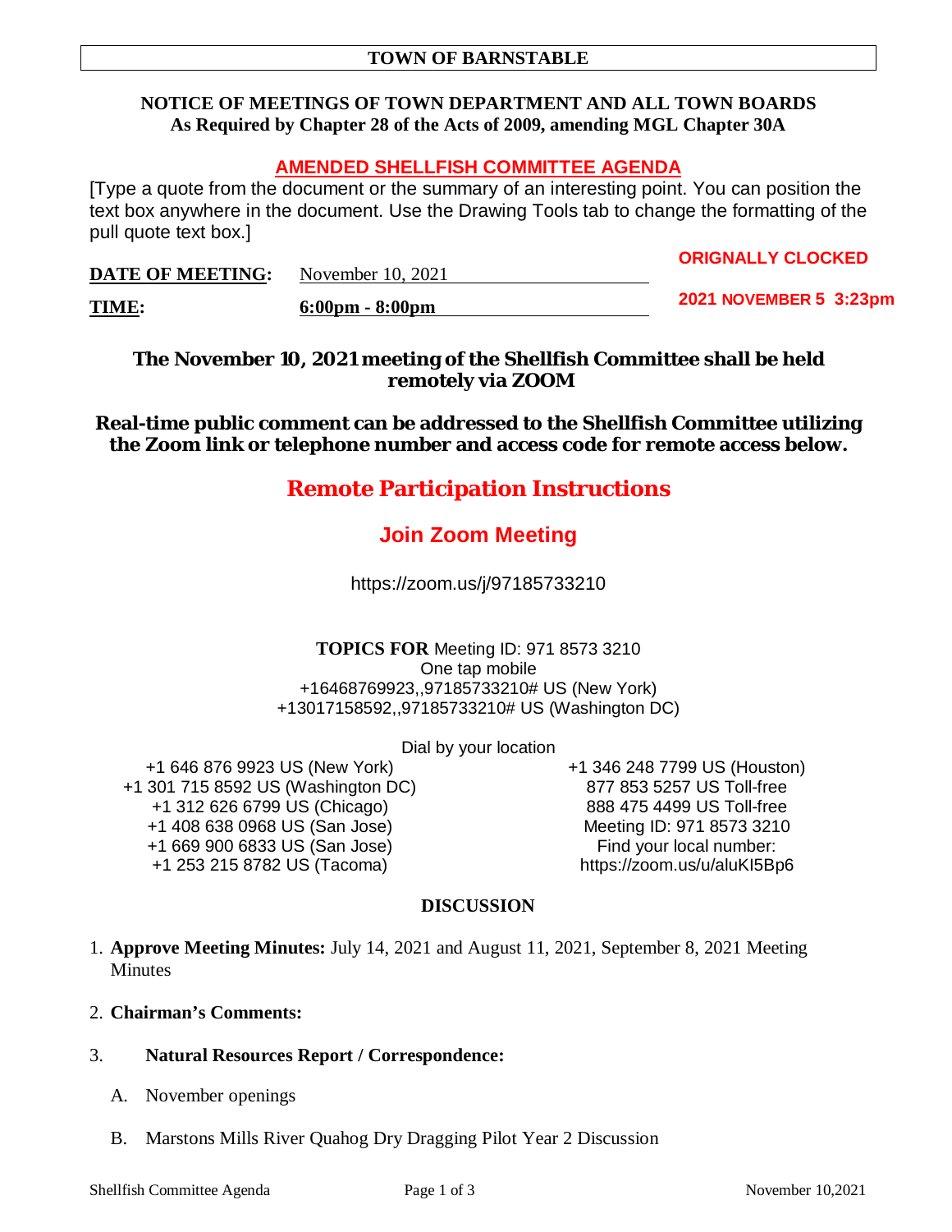**TOWN OF BARNSTABLE**

**NOTICE OF MEETINGS OF TOWN DEPARTMENT AND ALL TOWN BOARDS**
**As Required by Chapter 28 of the Acts of 2009, amending MGL Chapter 30A**

## AMENDED SHELLFISH COMMITTEE AGENDA

[Type a quote from the document or the summary of an interesting point. You can position the text box anywhere in the document. Use the Drawing Tools tab to change the formatting of the pull quote text box.]

**ORIGNALLY CLOCKED**

**2021 NOVEMBER 5 3:23pm**

**DATE OF MEETING:** November 10, 2021

**TIME:** **6:00pm - 8:00pm**

**The November 10, 2021 meeting of the Shellfish Committee shall be held remotely via ZOOM**

**Real-time public comment can be addressed to the Shellfish Committee utilizing the Zoom link or telephone number and access code for remote access below.**

## Remote Participation Instructions

### Join Zoom Meeting

https://zoom.us/j/97185733210

**TOPICS FOR** Meeting ID: 971 8573 3210
One tap mobile
+16468769923,,97185733210# US (New York)
+13017158592,,97185733210# US (Washington DC)

Dial by your location

+1 646 876 9923 US (New York)
+1 301 715 8592 US (Washington DC)
+1 312 626 6799 US (Chicago)
+1 408 638 0968 US (San Jose)
+1 669 900 6833 US (San Jose)
+1 253 215 8782 US (Tacoma)
+1 346 248 7799 US (Houston)
877 853 5257 US Toll-free
888 475 4499 US Toll-free
Meeting ID: 971 8573 3210
Find your local number: https://zoom.us/u/aluKI5Bp6

**DISCUSSION**

1. **Approve Meeting Minutes:** July 14, 2021 and August 11, 2021, September 8, 2021 Meeting Minutes

2. **Chairman's Comments:**

3. **Natural Resources Report / Correspondence:**

   A. November openings

   B. Marstons Mills River Quahog Dry Dragging Pilot Year 2 Discussion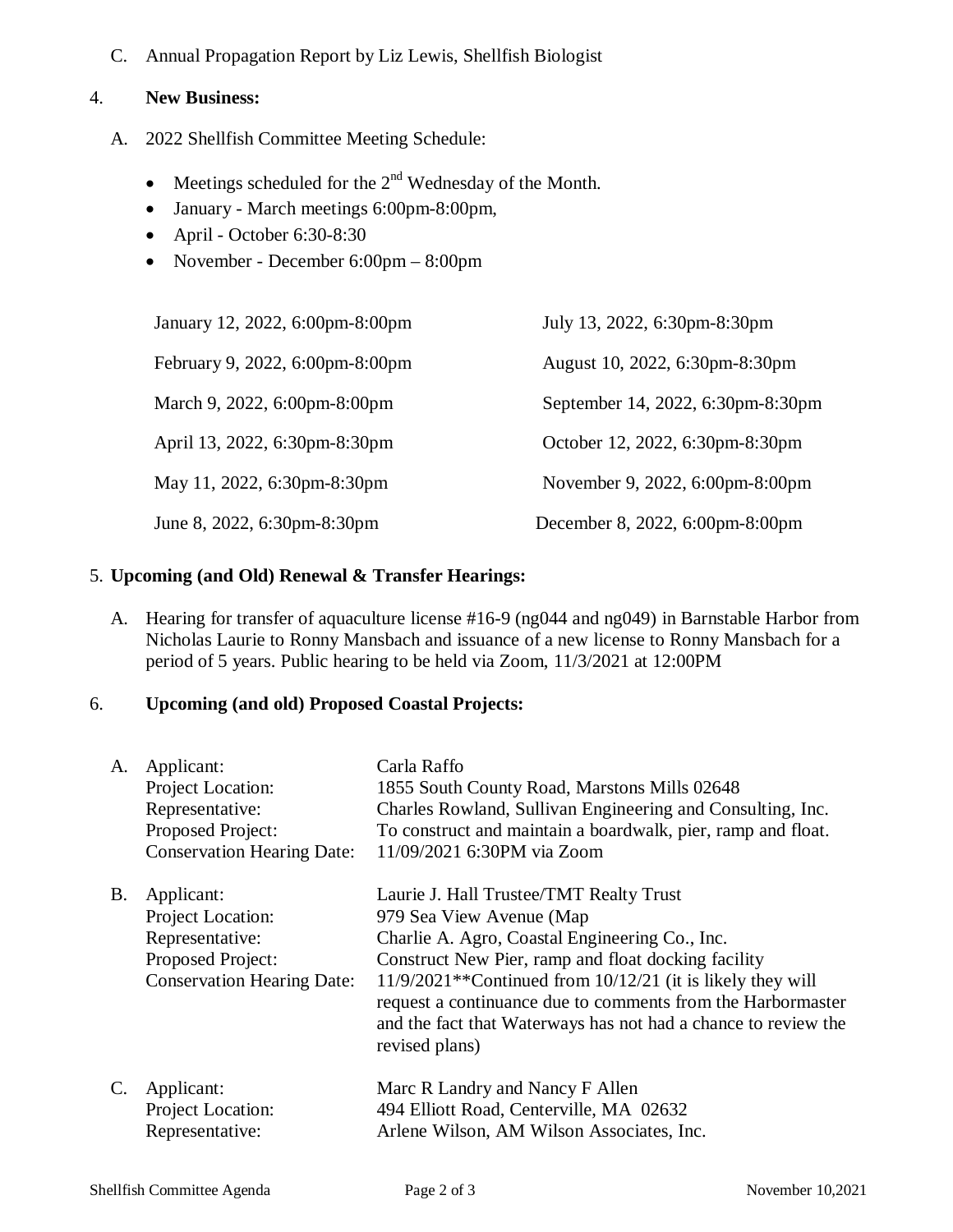C. Annual Propagation Report by Liz Lewis, Shellfish Biologist

4. **New Business:**

A. 2022 Shellfish Committee Meeting Schedule:

- Meetings scheduled for the 2nd Wednesday of the Month.
- January - March meetings 6:00pm-8:00pm,
- April - October 6:30-8:30
- November - December 6:00pm – 8:00pm

| | |
|---|---|
| January 12, 2022, 6:00pm-8:00pm | July 13, 2022, 6:30pm-8:30pm |
| February 9, 2022, 6:00pm-8:00pm | August 10, 2022, 6:30pm-8:30pm |
| March 9, 2022, 6:00pm-8:00pm | September 14, 2022, 6:30pm-8:30pm |
| April 13, 2022, 6:30pm-8:30pm | October 12, 2022, 6:30pm-8:30pm |
| May 11, 2022, 6:30pm-8:30pm | November 9, 2022, 6:00pm-8:00pm |
| June 8, 2022, 6:30pm-8:30pm | December 8, 2022, 6:00pm-8:00pm |

5. **Upcoming (and Old) Renewal & Transfer Hearings:**

A. Hearing for transfer of aquaculture license #16-9 (ng044 and ng049) in Barnstable Harbor from Nicholas Laurie to Ronny Mansbach and issuance of a new license to Ronny Mansbach for a period of 5 years. Public hearing to be held via Zoom, 11/3/2021 at 12:00PM

6. **Upcoming (and old) Proposed Coastal Projects:**

A. Applicant: Carla Raffo
Project Location: 1855 South County Road, Marstons Mills 02648
Representative: Charles Rowland, Sullivan Engineering and Consulting, Inc.
Proposed Project: To construct and maintain a boardwalk, pier, ramp and float.
Conservation Hearing Date: 11/09/2021 6:30PM via Zoom

B. Applicant: Laurie J. Hall Trustee/TMT Realty Trust
Project Location: 979 Sea View Avenue (Map
Representative: Charlie A. Agro, Coastal Engineering Co., Inc.
Proposed Project: Construct New Pier, ramp and float docking facility
Conservation Hearing Date: 11/9/2021**Continued from 10/12/21 (it is likely they will request a continuance due to comments from the Harbormaster and the fact that Waterways has not had a chance to review the revised plans)

C. Applicant: Marc R Landry and Nancy F Allen
Project Location: 494 Elliott Road, Centerville, MA 02632
Representative: Arlene Wilson, AM Wilson Associates, Inc.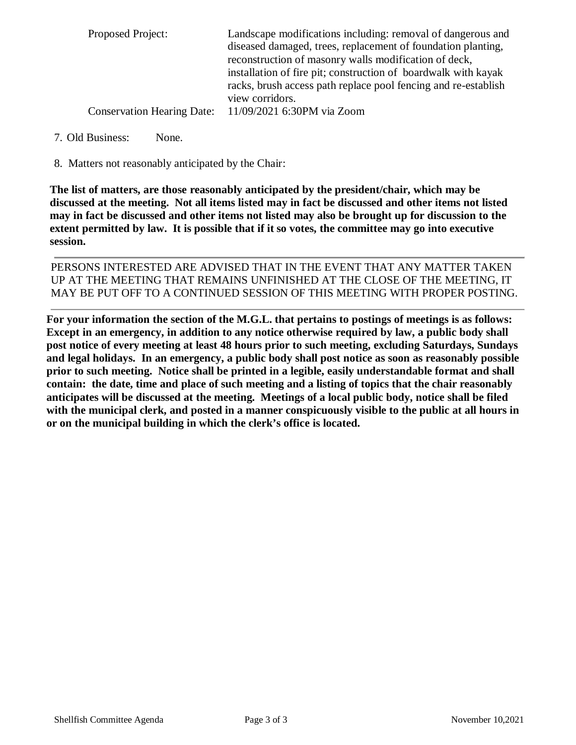Proposed Project: Landscape modifications including: removal of dangerous and diseased damaged, trees, replacement of foundation planting, reconstruction of masonry walls modification of deck, installation of fire pit; construction of boardwalk with kayak racks, brush access path replace pool fencing and re-establish view corridors.

Conservation Hearing Date: 11/09/2021 6:30PM via Zoom

7. Old Business: None.

8. Matters not reasonably anticipated by the Chair:

**The list of matters, are those reasonably anticipated by the president/chair, which may be discussed at the meeting. Not all items listed may in fact be discussed and other items not listed may in fact be discussed and other items not listed may also be brought up for discussion to the extent permitted by law. It is possible that if it so votes, the committee may go into executive session.**

---

PERSONS INTERESTED ARE ADVISED THAT IN THE EVENT THAT ANY MATTER TAKEN UP AT THE MEETING THAT REMAINS UNFINISHED AT THE CLOSE OF THE MEETING, IT MAY BE PUT OFF TO A CONTINUED SESSION OF THIS MEETING WITH PROPER POSTING.

---

**For your information the section of the M.G.L. that pertains to postings of meetings is as follows: Except in an emergency, in addition to any notice otherwise required by law, a public body shall post notice of every meeting at least 48 hours prior to such meeting, excluding Saturdays, Sundays and legal holidays. In an emergency, a public body shall post notice as soon as reasonably possible prior to such meeting. Notice shall be printed in a legible, easily understandable format and shall contain: the date, time and place of such meeting and a listing of topics that the chair reasonably anticipates will be discussed at the meeting. Meetings of a local public body, notice shall be filed with the municipal clerk, and posted in a manner conspicuously visible to the public at all hours in or on the municipal building in which the clerk's office is located.**